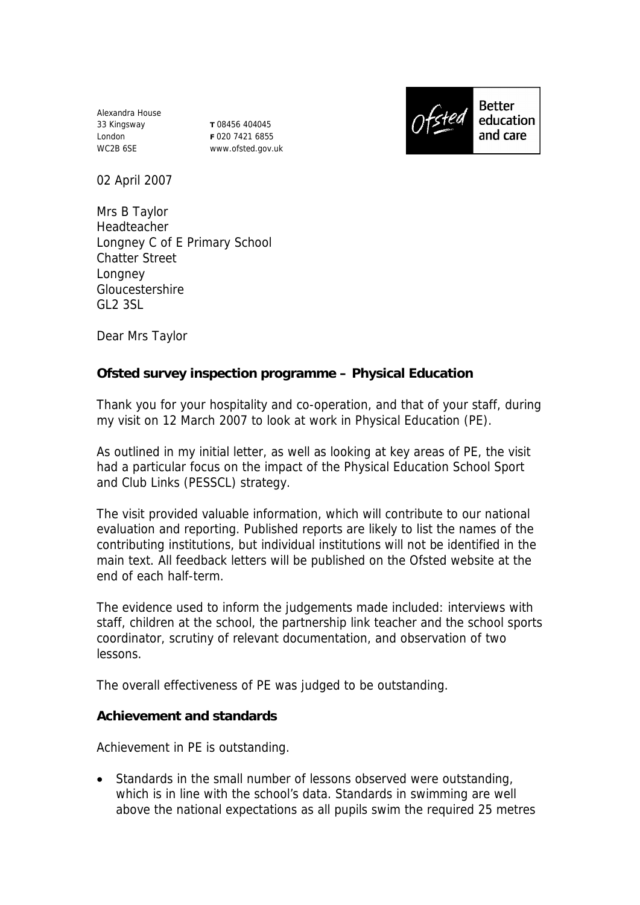Alexandra House
33 Kingsway
London
WC2B 6SE

**T** 08456 404045
**F** 020 7421 6855
www.ofsted.gov.uk

Ofsted — Better education and care

02 April 2007

Mrs B Taylor
Headteacher
Longney C of E Primary School
Chatter Street
Longney
Gloucestershire
GL2 3SL

Dear Mrs Taylor

**Ofsted survey inspection programme – Physical Education**

Thank you for your hospitality and co-operation, and that of your staff, during my visit on 12 March 2007 to look at work in Physical Education (PE).

As outlined in my initial letter, as well as looking at key areas of PE, the visit had a particular focus on the impact of the Physical Education School Sport and Club Links (PESSCL) strategy.

The visit provided valuable information, which will contribute to our national evaluation and reporting. Published reports are likely to list the names of the contributing institutions, but individual institutions will not be identified in the main text. All feedback letters will be published on the Ofsted website at the end of each half-term.

The evidence used to inform the judgements made included: interviews with staff, children at the school, the partnership link teacher and the school sports coordinator, scrutiny of relevant documentation, and observation of two lessons.

The overall effectiveness of PE was judged to be outstanding.

**Achievement and standards**

Achievement in PE is outstanding.

- Standards in the small number of lessons observed were outstanding, which is in line with the school's data. Standards in swimming are well above the national expectations as all pupils swim the required 25 metres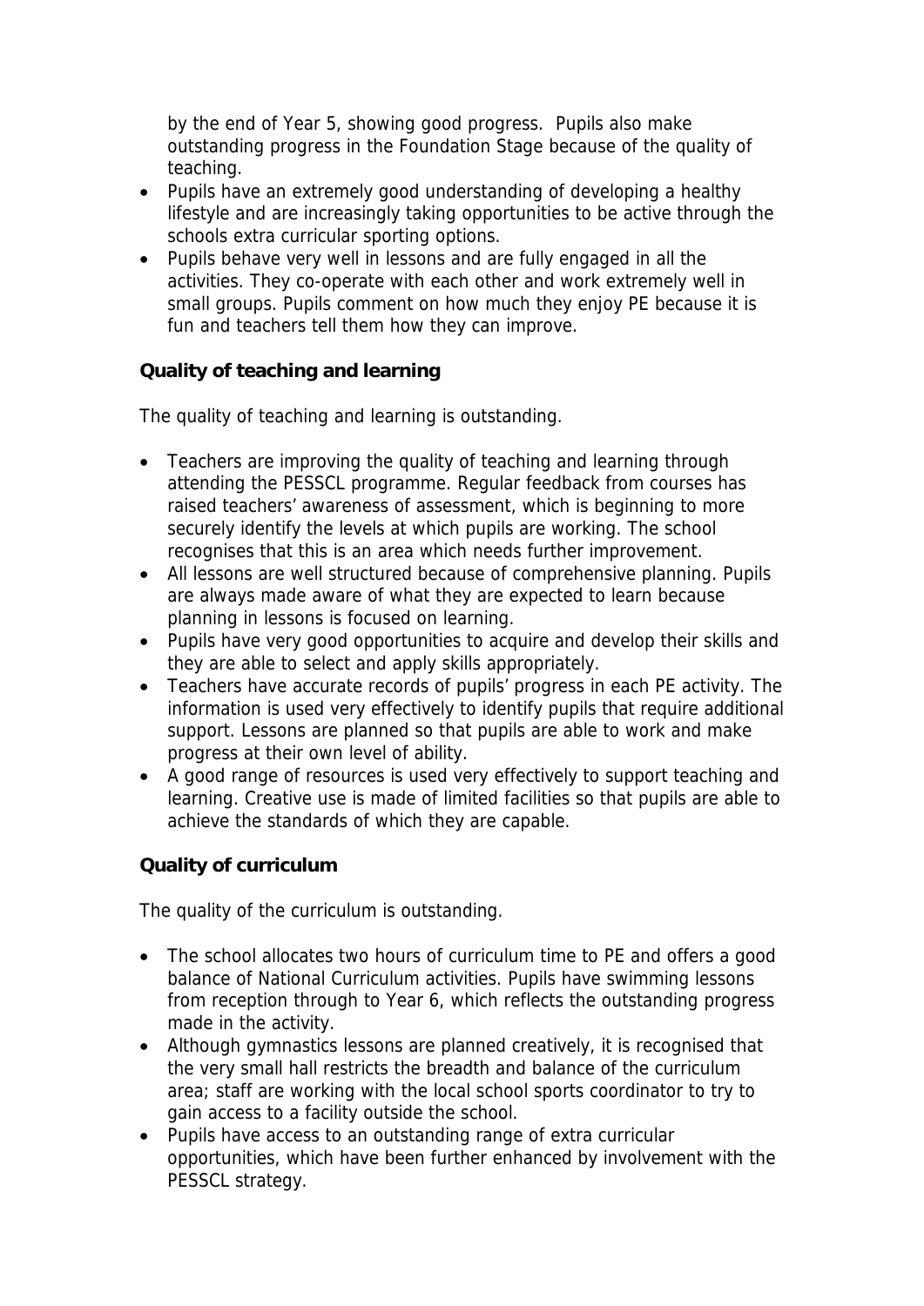by the end of Year 5, showing good progress. Pupils also make outstanding progress in the Foundation Stage because of the quality of teaching.

- Pupils have an extremely good understanding of developing a healthy lifestyle and are increasingly taking opportunities to be active through the schools extra curricular sporting options.
- Pupils behave very well in lessons and are fully engaged in all the activities. They co-operate with each other and work extremely well in small groups. Pupils comment on how much they enjoy PE because it is fun and teachers tell them how they can improve.

**Quality of teaching and learning**

The quality of teaching and learning is outstanding.

- Teachers are improving the quality of teaching and learning through attending the PESSCL programme. Regular feedback from courses has raised teachers' awareness of assessment, which is beginning to more securely identify the levels at which pupils are working. The school recognises that this is an area which needs further improvement.
- All lessons are well structured because of comprehensive planning. Pupils are always made aware of what they are expected to learn because planning in lessons is focused on learning.
- Pupils have very good opportunities to acquire and develop their skills and they are able to select and apply skills appropriately.
- Teachers have accurate records of pupils' progress in each PE activity. The information is used very effectively to identify pupils that require additional support. Lessons are planned so that pupils are able to work and make progress at their own level of ability.
- A good range of resources is used very effectively to support teaching and learning. Creative use is made of limited facilities so that pupils are able to achieve the standards of which they are capable.

**Quality of curriculum**

The quality of the curriculum is outstanding.

- The school allocates two hours of curriculum time to PE and offers a good balance of National Curriculum activities. Pupils have swimming lessons from reception through to Year 6, which reflects the outstanding progress made in the activity.
- Although gymnastics lessons are planned creatively, it is recognised that the very small hall restricts the breadth and balance of the curriculum area; staff are working with the local school sports coordinator to try to gain access to a facility outside the school.
- Pupils have access to an outstanding range of extra curricular opportunities, which have been further enhanced by involvement with the PESSCL strategy.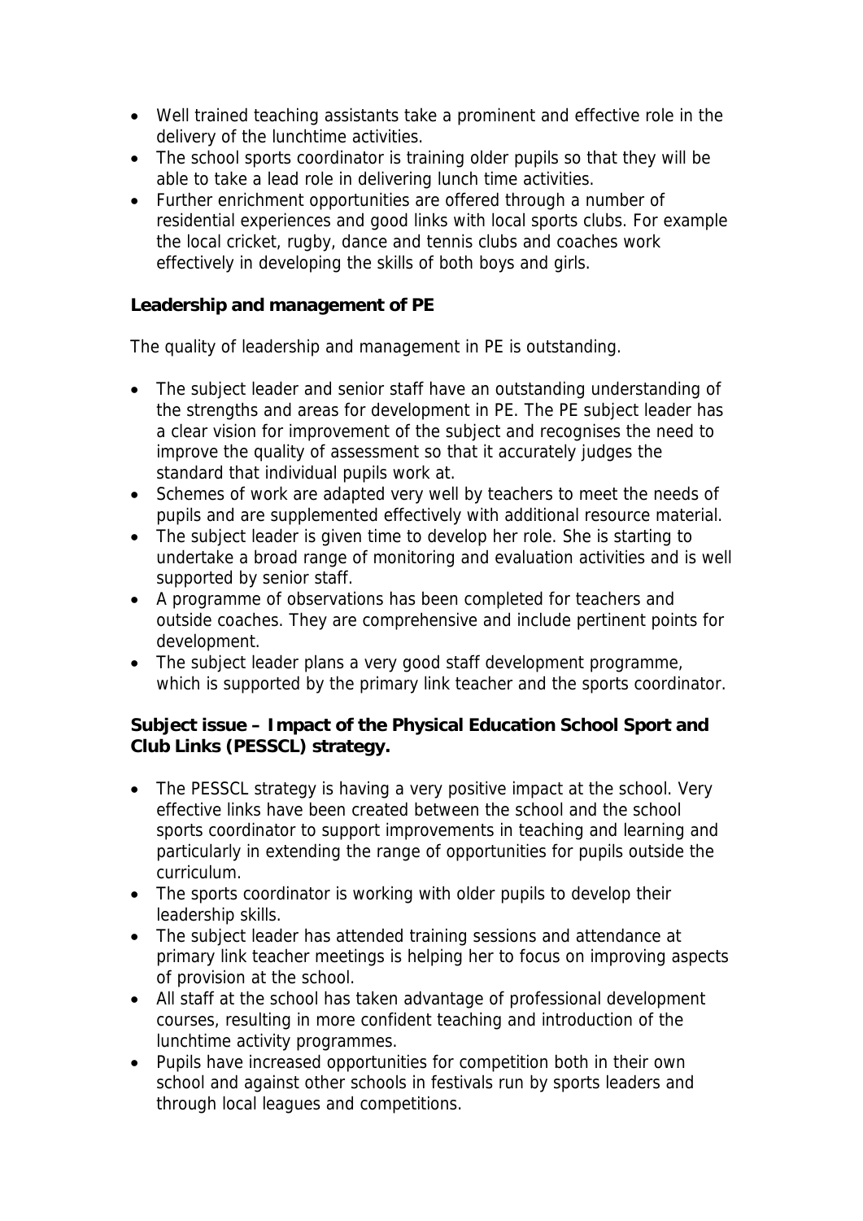- Well trained teaching assistants take a prominent and effective role in the delivery of the lunchtime activities.
- The school sports coordinator is training older pupils so that they will be able to take a lead role in delivering lunch time activities.
- Further enrichment opportunities are offered through a number of residential experiences and good links with local sports clubs. For example the local cricket, rugby, dance and tennis clubs and coaches work effectively in developing the skills of both boys and girls.

**Leadership and management of PE**

The quality of leadership and management in PE is outstanding.

- The subject leader and senior staff have an outstanding understanding of the strengths and areas for development in PE. The PE subject leader has a clear vision for improvement of the subject and recognises the need to improve the quality of assessment so that it accurately judges the standard that individual pupils work at.
- Schemes of work are adapted very well by teachers to meet the needs of pupils and are supplemented effectively with additional resource material.
- The subject leader is given time to develop her role. She is starting to undertake a broad range of monitoring and evaluation activities and is well supported by senior staff.
- A programme of observations has been completed for teachers and outside coaches. They are comprehensive and include pertinent points for development.
- The subject leader plans a very good staff development programme, which is supported by the primary link teacher and the sports coordinator.

**Subject issue – Impact of the Physical Education School Sport and Club Links (PESSCL) strategy.**

- The PESSCL strategy is having a very positive impact at the school. Very effective links have been created between the school and the school sports coordinator to support improvements in teaching and learning and particularly in extending the range of opportunities for pupils outside the curriculum.
- The sports coordinator is working with older pupils to develop their leadership skills.
- The subject leader has attended training sessions and attendance at primary link teacher meetings is helping her to focus on improving aspects of provision at the school.
- All staff at the school has taken advantage of professional development courses, resulting in more confident teaching and introduction of the lunchtime activity programmes.
- Pupils have increased opportunities for competition both in their own school and against other schools in festivals run by sports leaders and through local leagues and competitions.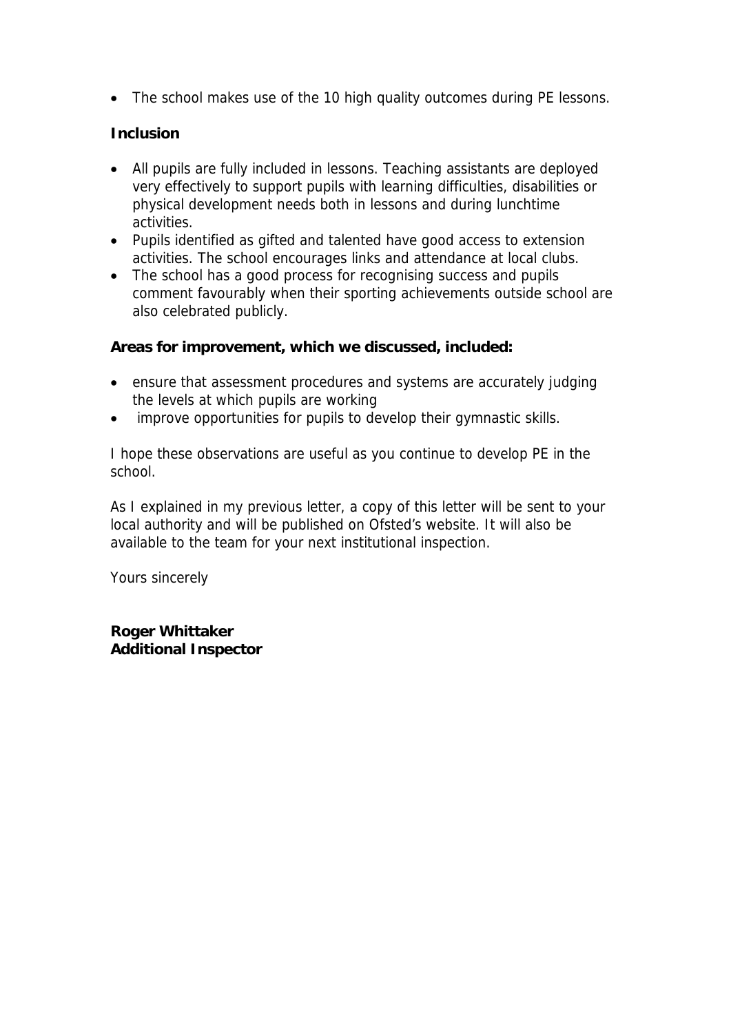- The school makes use of the 10 high quality outcomes during PE lessons.

**Inclusion**

- All pupils are fully included in lessons. Teaching assistants are deployed very effectively to support pupils with learning difficulties, disabilities or physical development needs both in lessons and during lunchtime activities.
- Pupils identified as gifted and talented have good access to extension activities. The school encourages links and attendance at local clubs.
- The school has a good process for recognising success and pupils comment favourably when their sporting achievements outside school are also celebrated publicly.

**Areas for improvement, which we discussed, included:**

- ensure that assessment procedures and systems are accurately judging the levels at which pupils are working
- improve opportunities for pupils to develop their gymnastic skills.

I hope these observations are useful as you continue to develop PE in the school.

As I explained in my previous letter, a copy of this letter will be sent to your local authority and will be published on Ofsted's website. It will also be available to the team for your next institutional inspection.

Yours sincerely

**Roger Whittaker**
**Additional Inspector**